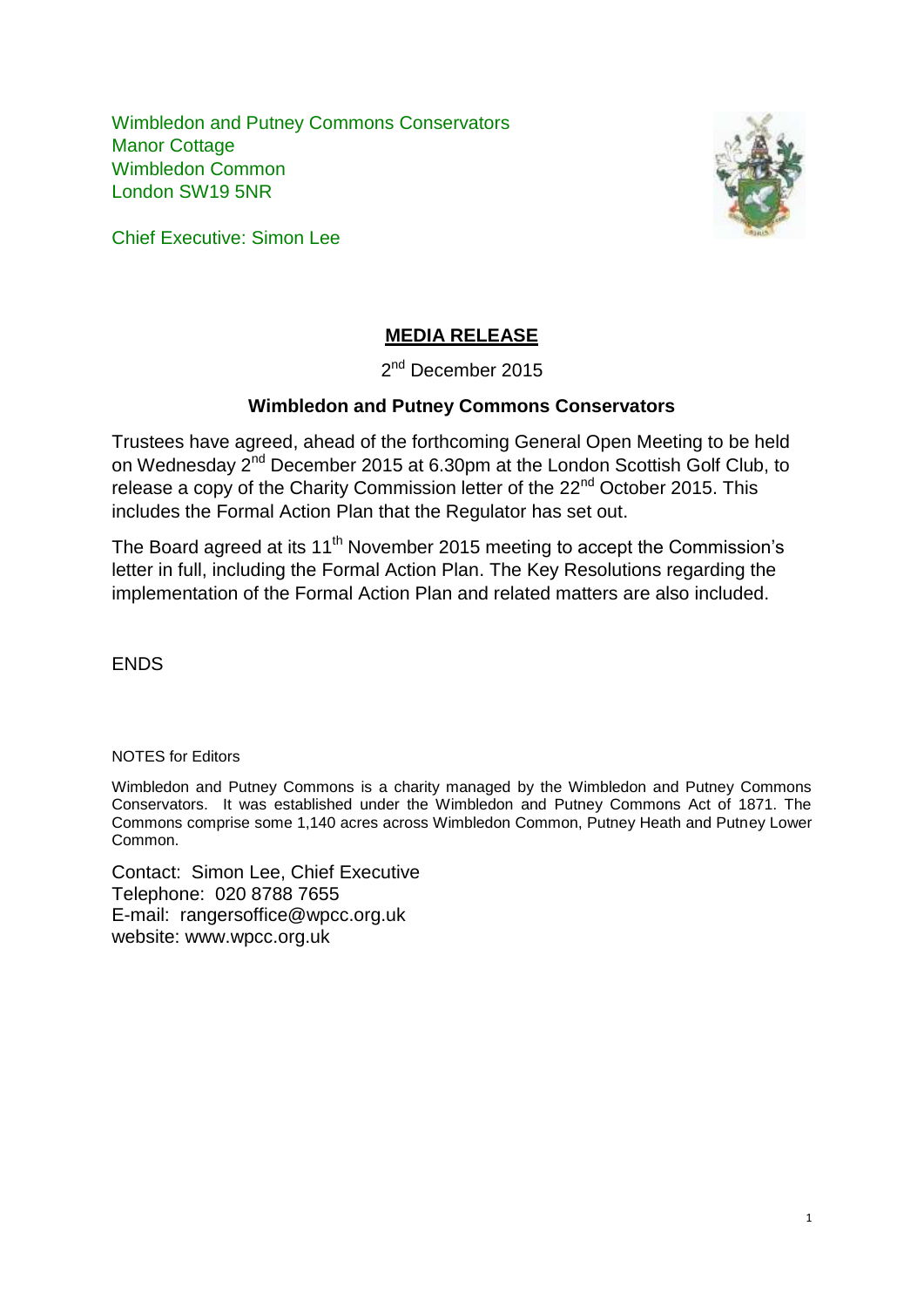Wimbledon and Putney Commons Conservators
Manor Cottage
Wimbledon Common
London SW19 5NR

Chief Executive: Simon Lee

# MEDIA RELEASE

2nd December 2015

### Wimbledon and Putney Commons Conservators

Trustees have agreed, ahead of the forthcoming General Open Meeting to be held on Wednesday 2nd December 2015 at 6.30pm at the London Scottish Golf Club, to release a copy of the Charity Commission letter of the 22nd October 2015. This includes the Formal Action Plan that the Regulator has set out.

The Board agreed at its 11th November 2015 meeting to accept the Commission's letter in full, including the Formal Action Plan. The Key Resolutions regarding the implementation of the Formal Action Plan and related matters are also included.

ENDS

NOTES for Editors

Wimbledon and Putney Commons is a charity managed by the Wimbledon and Putney Commons Conservators. It was established under the Wimbledon and Putney Commons Act of 1871. The Commons comprise some 1,140 acres across Wimbledon Common, Putney Heath and Putney Lower Common.

Contact: Simon Lee, Chief Executive
Telephone: 020 8788 7655
E-mail: rangersoffice@wpcc.org.uk
website: www.wpcc.org.uk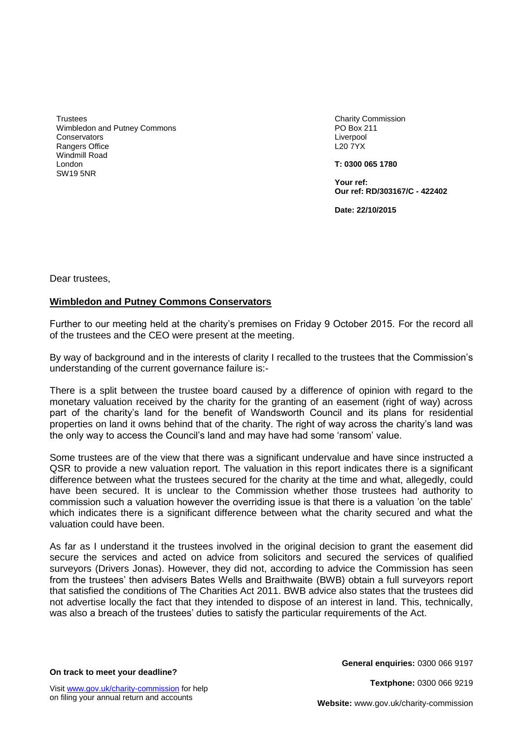Trustees
Wimbledon and Putney Commons Conservators
Rangers Office
Windmill Road
London
SW19 5NR

Charity Commission
PO Box 211
Liverpool
L20 7YX

**T: 0300 065 1780**

**Your ref:**
**Our ref: RD/303167/C - 422402**

**Date: 22/10/2015**

Dear trustees,

**Wimbledon and Putney Commons Conservators**

Further to our meeting held at the charity's premises on Friday 9 October 2015. For the record all of the trustees and the CEO were present at the meeting.

By way of background and in the interests of clarity I recalled to the trustees that the Commission's understanding of the current governance failure is:-

There is a split between the trustee board caused by a difference of opinion with regard to the monetary valuation received by the charity for the granting of an easement (right of way) across part of the charity's land for the benefit of Wandsworth Council and its plans for residential properties on land it owns behind that of the charity. The right of way across the charity's land was the only way to access the Council's land and may have had some 'ransom' value.

Some trustees are of the view that there was a significant undervalue and have since instructed a QSR to provide a new valuation report. The valuation in this report indicates there is a significant difference between what the trustees secured for the charity at the time and what, allegedly, could have been secured. It is unclear to the Commission whether those trustees had authority to commission such a valuation however the overriding issue is that there is a valuation 'on the table' which indicates there is a significant difference between what the charity secured and what the valuation could have been.

As far as I understand it the trustees involved in the original decision to grant the easement did secure the services and acted on advice from solicitors and secured the services of qualified surveyors (Drivers Jonas). However, they did not, according to advice the Commission has seen from the trustees' then advisers Bates Wells and Braithwaite (BWB) obtain a full surveyors report that satisfied the conditions of The Charities Act 2011. BWB advice also states that the trustees did not advertise locally the fact that they intended to dispose of an interest in land. This, technically, was also a breach of the trustees' duties to satisfy the particular requirements of the Act.

**On track to meet your deadline?**

Visit www.gov.uk/charity-commission for help on filing your annual return and accounts

**General enquiries:** 0300 066 9197

**Textphone:** 0300 066 9219

**Website:** www.gov.uk/charity-commission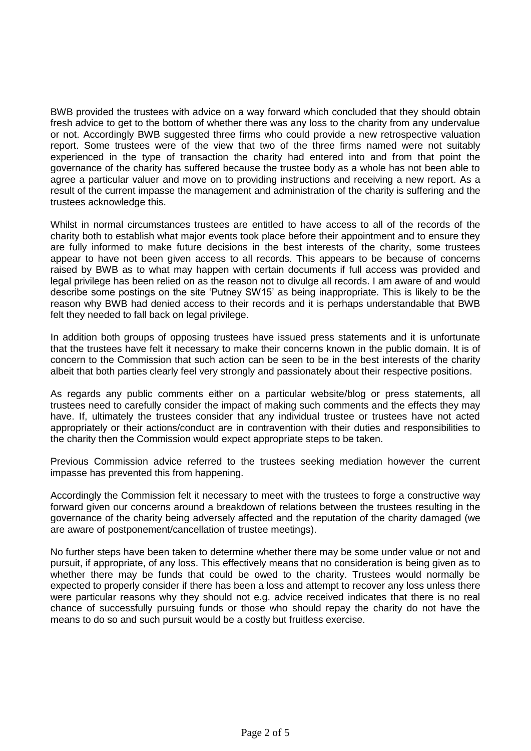BWB provided the trustees with advice on a way forward which concluded that they should obtain fresh advice to get to the bottom of whether there was any loss to the charity from any undervalue or not. Accordingly BWB suggested three firms who could provide a new retrospective valuation report. Some trustees were of the view that two of the three firms named were not suitably experienced in the type of transaction the charity had entered into and from that point the governance of the charity has suffered because the trustee body as a whole has not been able to agree a particular valuer and move on to providing instructions and receiving a new report. As a result of the current impasse the management and administration of the charity is suffering and the trustees acknowledge this.

Whilst in normal circumstances trustees are entitled to have access to all of the records of the charity both to establish what major events took place before their appointment and to ensure they are fully informed to make future decisions in the best interests of the charity, some trustees appear to have not been given access to all records. This appears to be because of concerns raised by BWB as to what may happen with certain documents if full access was provided and legal privilege has been relied on as the reason not to divulge all records. I am aware of and would describe some postings on the site 'Putney SW15' as being inappropriate. This is likely to be the reason why BWB had denied access to their records and it is perhaps understandable that BWB felt they needed to fall back on legal privilege.

In addition both groups of opposing trustees have issued press statements and it is unfortunate that the trustees have felt it necessary to make their concerns known in the public domain. It is of concern to the Commission that such action can be seen to be in the best interests of the charity albeit that both parties clearly feel very strongly and passionately about their respective positions.

As regards any public comments either on a particular website/blog or press statements, all trustees need to carefully consider the impact of making such comments and the effects they may have. If, ultimately the trustees consider that any individual trustee or trustees have not acted appropriately or their actions/conduct are in contravention with their duties and responsibilities to the charity then the Commission would expect appropriate steps to be taken.

Previous Commission advice referred to the trustees seeking mediation however the current impasse has prevented this from happening.

Accordingly the Commission felt it necessary to meet with the trustees to forge a constructive way forward given our concerns around a breakdown of relations between the trustees resulting in the governance of the charity being adversely affected and the reputation of the charity damaged (we are aware of postponement/cancellation of trustee meetings).

No further steps have been taken to determine whether there may be some under value or not and pursuit, if appropriate, of any loss. This effectively means that no consideration is being given as to whether there may be funds that could be owed to the charity. Trustees would normally be expected to properly consider if there has been a loss and attempt to recover any loss unless there were particular reasons why they should not e.g. advice received indicates that there is no real chance of successfully pursuing funds or those who should repay the charity do not have the means to do so and such pursuit would be a costly but fruitless exercise.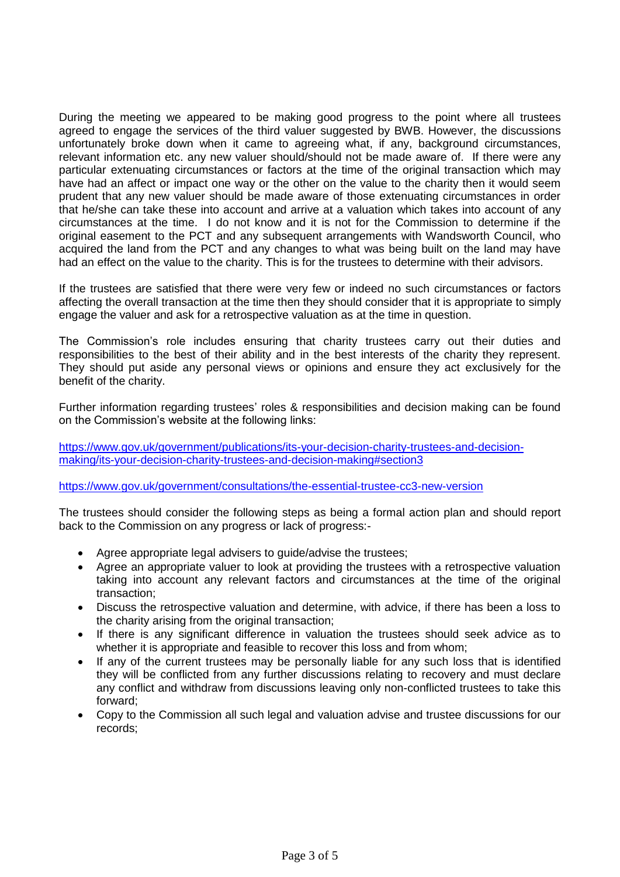During the meeting we appeared to be making good progress to the point where all trustees agreed to engage the services of the third valuer suggested by BWB. However, the discussions unfortunately broke down when it came to agreeing what, if any, background circumstances, relevant information etc. any new valuer should/should not be made aware of. If there were any particular extenuating circumstances or factors at the time of the original transaction which may have had an affect or impact one way or the other on the value to the charity then it would seem prudent that any new valuer should be made aware of those extenuating circumstances in order that he/she can take these into account and arrive at a valuation which takes into account of any circumstances at the time. I do not know and it is not for the Commission to determine if the original easement to the PCT and any subsequent arrangements with Wandsworth Council, who acquired the land from the PCT and any changes to what was being built on the land may have had an effect on the value to the charity. This is for the trustees to determine with their advisors.

If the trustees are satisfied that there were very few or indeed no such circumstances or factors affecting the overall transaction at the time then they should consider that it is appropriate to simply engage the valuer and ask for a retrospective valuation as at the time in question.

The Commission's role includes ensuring that charity trustees carry out their duties and responsibilities to the best of their ability and in the best interests of the charity they represent. They should put aside any personal views or opinions and ensure they act exclusively for the benefit of the charity.

Further information regarding trustees' roles & responsibilities and decision making can be found on the Commission's website at the following links:

https://www.gov.uk/government/publications/its-your-decision-charity-trustees-and-decision-making/its-your-decision-charity-trustees-and-decision-making#section3

https://www.gov.uk/government/consultations/the-essential-trustee-cc3-new-version

The trustees should consider the following steps as being a formal action plan and should report back to the Commission on any progress or lack of progress:-

- Agree appropriate legal advisers to guide/advise the trustees;
- Agree an appropriate valuer to look at providing the trustees with a retrospective valuation taking into account any relevant factors and circumstances at the time of the original transaction;
- Discuss the retrospective valuation and determine, with advice, if there has been a loss to the charity arising from the original transaction;
- If there is any significant difference in valuation the trustees should seek advice as to whether it is appropriate and feasible to recover this loss and from whom;
- If any of the current trustees may be personally liable for any such loss that is identified they will be conflicted from any further discussions relating to recovery and must declare any conflict and withdraw from discussions leaving only non-conflicted trustees to take this forward;
- Copy to the Commission all such legal and valuation advise and trustee discussions for our records;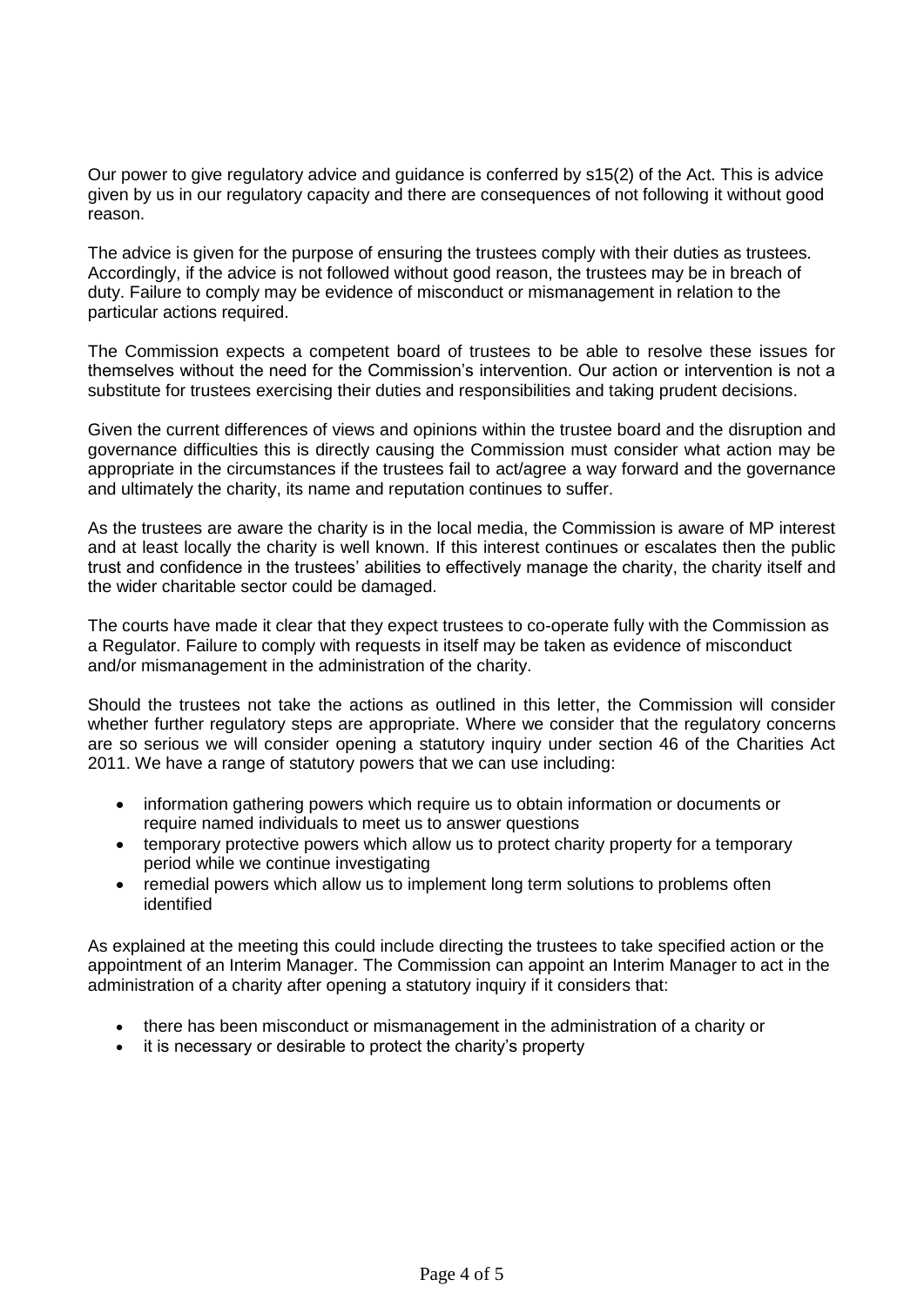Our power to give regulatory advice and guidance is conferred by s15(2) of the Act. This is advice given by us in our regulatory capacity and there are consequences of not following it without good reason.

The advice is given for the purpose of ensuring the trustees comply with their duties as trustees. Accordingly, if the advice is not followed without good reason, the trustees may be in breach of duty. Failure to comply may be evidence of misconduct or mismanagement in relation to the particular actions required.

The Commission expects a competent board of trustees to be able to resolve these issues for themselves without the need for the Commission's intervention. Our action or intervention is not a substitute for trustees exercising their duties and responsibilities and taking prudent decisions.

Given the current differences of views and opinions within the trustee board and the disruption and governance difficulties this is directly causing the Commission must consider what action may be appropriate in the circumstances if the trustees fail to act/agree a way forward and the governance and ultimately the charity, its name and reputation continues to suffer.

As the trustees are aware the charity is in the local media, the Commission is aware of MP interest and at least locally the charity is well known. If this interest continues or escalates then the public trust and confidence in the trustees' abilities to effectively manage the charity, the charity itself and the wider charitable sector could be damaged.

The courts have made it clear that they expect trustees to co-operate fully with the Commission as a Regulator. Failure to comply with requests in itself may be taken as evidence of misconduct and/or mismanagement in the administration of the charity.

Should the trustees not take the actions as outlined in this letter, the Commission will consider whether further regulatory steps are appropriate. Where we consider that the regulatory concerns are so serious we will consider opening a statutory inquiry under section 46 of the Charities Act 2011. We have a range of statutory powers that we can use including:

- information gathering powers which require us to obtain information or documents or require named individuals to meet us to answer questions
- temporary protective powers which allow us to protect charity property for a temporary period while we continue investigating
- remedial powers which allow us to implement long term solutions to problems often identified

As explained at the meeting this could include directing the trustees to take specified action or the appointment of an Interim Manager. The Commission can appoint an Interim Manager to act in the administration of a charity after opening a statutory inquiry if it considers that:

- there has been misconduct or mismanagement in the administration of a charity or
- it is necessary or desirable to protect the charity's property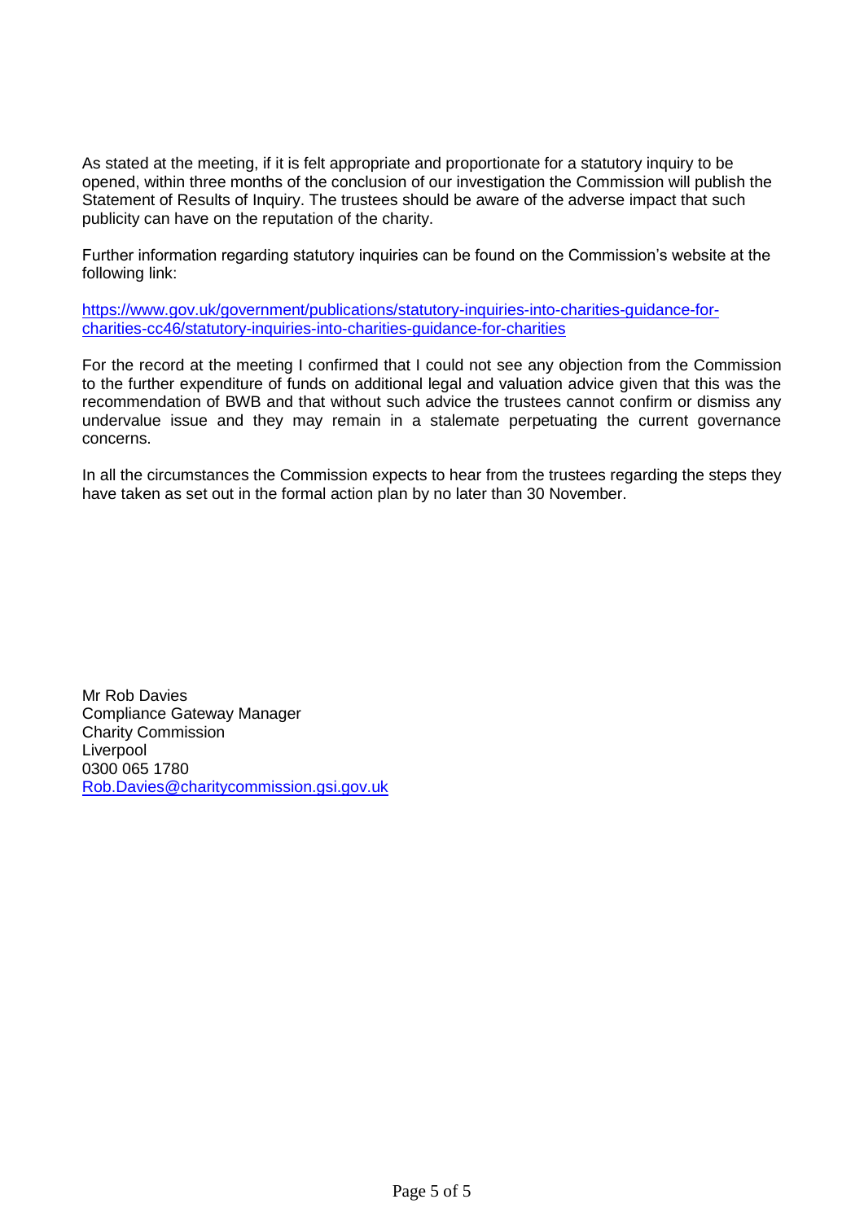As stated at the meeting, if it is felt appropriate and proportionate for a statutory inquiry to be opened, within three months of the conclusion of our investigation the Commission will publish the Statement of Results of Inquiry. The trustees should be aware of the adverse impact that such publicity can have on the reputation of the charity.

Further information regarding statutory inquiries can be found on the Commission's website at the following link:

[https://www.gov.uk/government/publications/statutory-inquiries-into-charities-guidance-for-charities-cc46/statutory-inquiries-into-charities-guidance-for-charities](https://www.gov.uk/government/publications/statutory-inquiries-into-charities-guidance-for-charities-cc46/statutory-inquiries-into-charities-guidance-for-charities)

For the record at the meeting I confirmed that I could not see any objection from the Commission to the further expenditure of funds on additional legal and valuation advice given that this was the recommendation of BWB and that without such advice the trustees cannot confirm or dismiss any undervalue issue and they may remain in a stalemate perpetuating the current governance concerns.

In all the circumstances the Commission expects to hear from the trustees regarding the steps they have taken as set out in the formal action plan by no later than 30 November.

Mr Rob Davies  
Compliance Gateway Manager  
Charity Commission  
Liverpool  
0300 065 1780  
[Rob.Davies@charitycommission.gsi.gov.uk](mailto:Rob.Davies@charitycommission.gsi.gov.uk)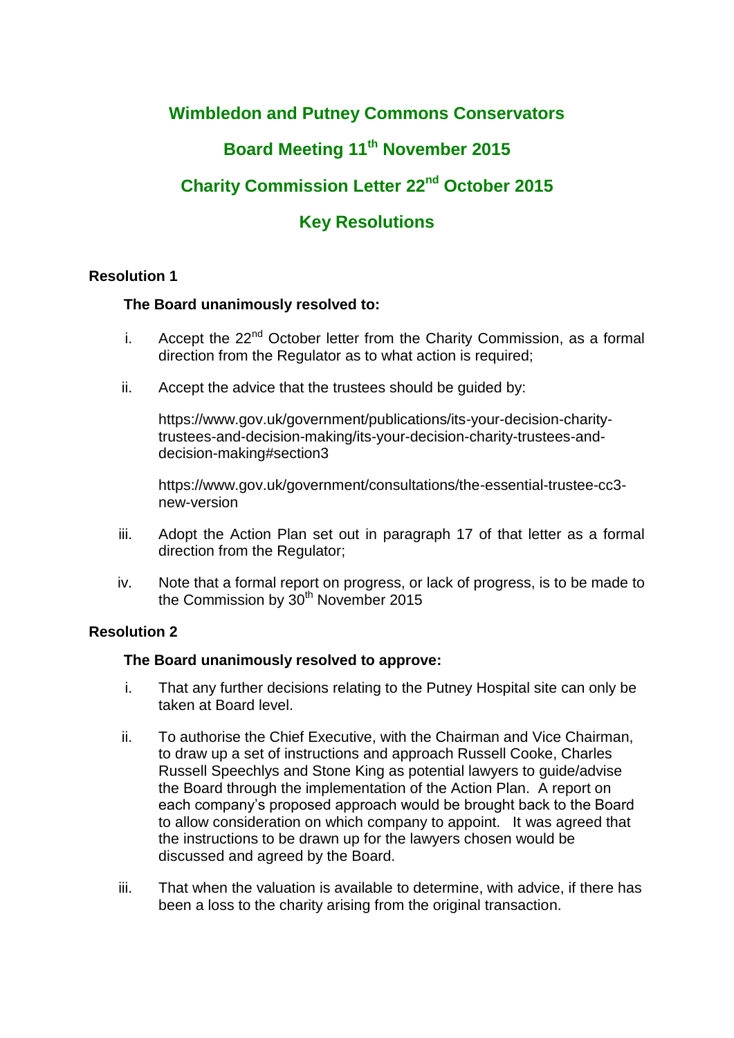# Wimbledon and Putney Commons Conservators

## Board Meeting 11th November 2015

## Charity Commission Letter 22nd October 2015

## Key Resolutions

### Resolution 1

**The Board unanimously resolved to:**

i. Accept the 22nd October letter from the Charity Commission, as a formal direction from the Regulator as to what action is required;

ii. Accept the advice that the trustees should be guided by:

   https://www.gov.uk/government/publications/its-your-decision-charity-trustees-and-decision-making/its-your-decision-charity-trustees-and-decision-making#section3

   https://www.gov.uk/government/consultations/the-essential-trustee-cc3-new-version

iii. Adopt the Action Plan set out in paragraph 17 of that letter as a formal direction from the Regulator;

iv. Note that a formal report on progress, or lack of progress, is to be made to the Commission by 30th November 2015

### Resolution 2

**The Board unanimously resolved to approve:**

i. That any further decisions relating to the Putney Hospital site can only be taken at Board level.

ii. To authorise the Chief Executive, with the Chairman and Vice Chairman, to draw up a set of instructions and approach Russell Cooke, Charles Russell Speechlys and Stone King as potential lawyers to guide/advise the Board through the implementation of the Action Plan. A report on each company's proposed approach would be brought back to the Board to allow consideration on which company to appoint. It was agreed that the instructions to be drawn up for the lawyers chosen would be discussed and agreed by the Board.

iii. That when the valuation is available to determine, with advice, if there has been a loss to the charity arising from the original transaction.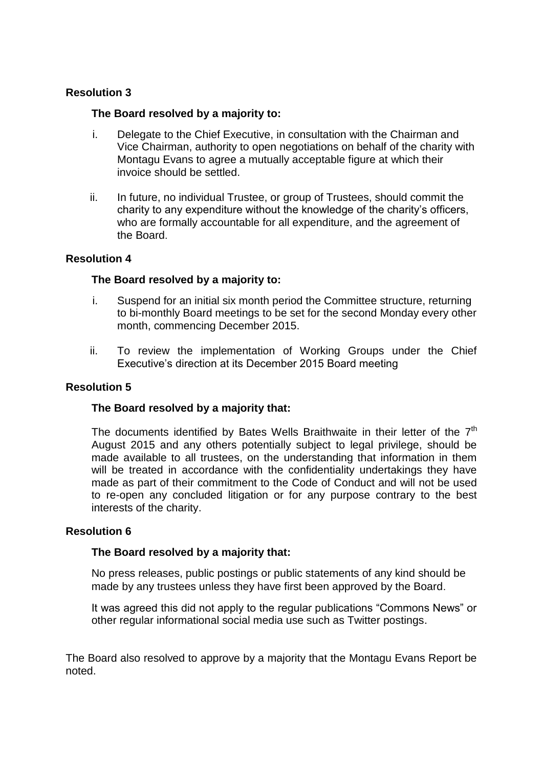**Resolution 3**

**The Board resolved by a majority to:**

i. Delegate to the Chief Executive, in consultation with the Chairman and Vice Chairman, authority to open negotiations on behalf of the charity with Montagu Evans to agree a mutually acceptable figure at which their invoice should be settled.

ii. In future, no individual Trustee, or group of Trustees, should commit the charity to any expenditure without the knowledge of the charity's officers, who are formally accountable for all expenditure, and the agreement of the Board.

**Resolution 4**

**The Board resolved by a majority to:**

i. Suspend for an initial six month period the Committee structure, returning to bi-monthly Board meetings to be set for the second Monday every other month, commencing December 2015.

ii. To review the implementation of Working Groups under the Chief Executive's direction at its December 2015 Board meeting

**Resolution 5**

**The Board resolved by a majority that:**

The documents identified by Bates Wells Braithwaite in their letter of the 7th August 2015 and any others potentially subject to legal privilege, should be made available to all trustees, on the understanding that information in them will be treated in accordance with the confidentiality undertakings they have made as part of their commitment to the Code of Conduct and will not be used to re-open any concluded litigation or for any purpose contrary to the best interests of the charity.

**Resolution 6**

**The Board resolved by a majority that:**

No press releases, public postings or public statements of any kind should be made by any trustees unless they have first been approved by the Board.

It was agreed this did not apply to the regular publications "Commons News" or other regular informational social media use such as Twitter postings.

The Board also resolved to approve by a majority that the Montagu Evans Report be noted.